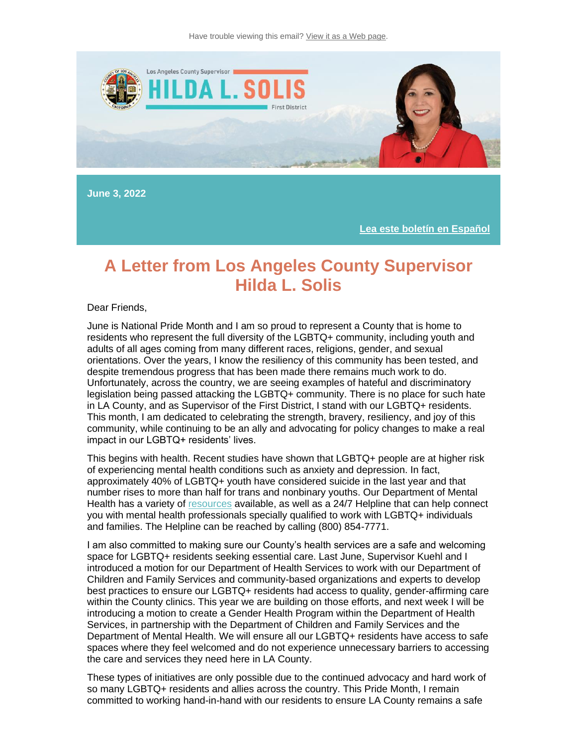Have trouble viewing this email? View it as a Web page.

Los Angeles County Supervisor
HILDA L. SOLIS
First District

**June 3, 2022**

**Lea este boletín en Español**

# A Letter from Los Angeles County Supervisor Hilda L. Solis

Dear Friends,

June is National Pride Month and I am so proud to represent a County that is home to residents who represent the full diversity of the LGBTQ+ community, including youth and adults of all ages coming from many different races, religions, gender, and sexual orientations. Over the years, I know the resiliency of this community has been tested, and despite tremendous progress that has been made there remains much work to do. Unfortunately, across the country, we are seeing examples of hateful and discriminatory legislation being passed attacking the LGBTQ+ community. There is no place for such hate in LA County, and as Supervisor of the First District, I stand with our LGBTQ+ residents. This month, I am dedicated to celebrating the strength, bravery, resiliency, and joy of this community, while continuing to be an ally and advocating for policy changes to make a real impact in our LGBTQ+ residents' lives.

This begins with health. Recent studies have shown that LGBTQ+ people are at higher risk of experiencing mental health conditions such as anxiety and depression. In fact, approximately 40% of LGBTQ+ youth have considered suicide in the last year and that number rises to more than half for trans and nonbinary youths. Our Department of Mental Health has a variety of resources available, as well as a 24/7 Helpline that can help connect you with mental health professionals specially qualified to work with LGBTQ+ individuals and families. The Helpline can be reached by calling (800) 854-7771.

I am also committed to making sure our County's health services are a safe and welcoming space for LGBTQ+ residents seeking essential care. Last June, Supervisor Kuehl and I introduced a motion for our Department of Health Services to work with our Department of Children and Family Services and community-based organizations and experts to develop best practices to ensure our LGBTQ+ residents had access to quality, gender-affirming care within the County clinics. This year we are building on those efforts, and next week I will be introducing a motion to create a Gender Health Program within the Department of Health Services, in partnership with the Department of Children and Family Services and the Department of Mental Health. We will ensure all our LGBTQ+ residents have access to safe spaces where they feel welcomed and do not experience unnecessary barriers to accessing the care and services they need here in LA County.

These types of initiatives are only possible due to the continued advocacy and hard work of so many LGBTQ+ residents and allies across the country. This Pride Month, I remain committed to working hand-in-hand with our residents to ensure LA County remains a safe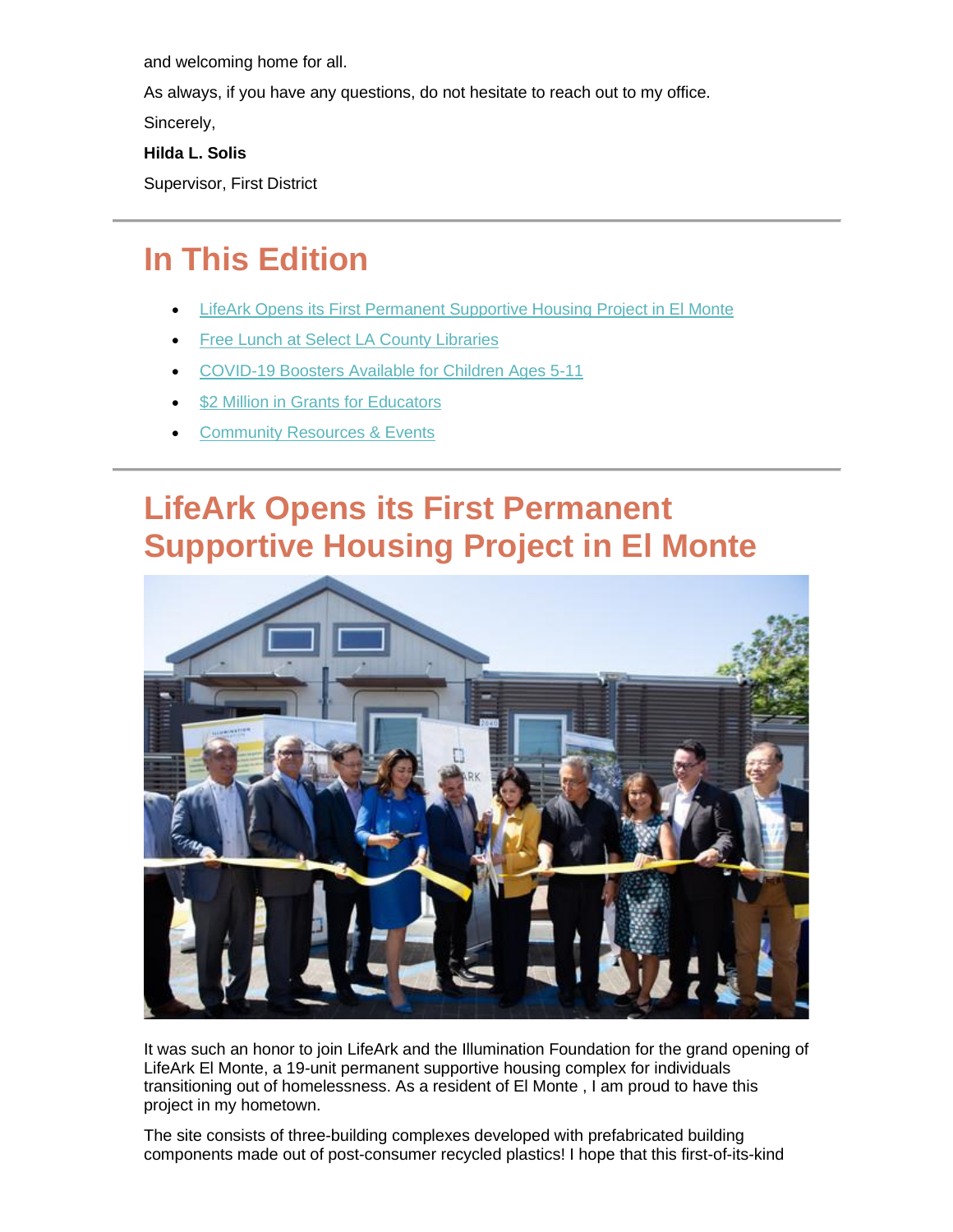and welcoming home for all.

As always, if you have any questions, do not hesitate to reach out to my office.

Sincerely,

**Hilda L. Solis**

Supervisor, First District

---

## In This Edition

- LifeArk Opens its First Permanent Supportive Housing Project in El Monte
- Free Lunch at Select LA County Libraries
- COVID-19 Boosters Available for Children Ages 5-11
- $2 Million in Grants for Educators
- Community Resources & Events

---

## LifeArk Opens its First Permanent Supportive Housing Project in El Monte

It was such an honor to join LifeArk and the Illumination Foundation for the grand opening of LifeArk El Monte, a 19-unit permanent supportive housing complex for individuals transitioning out of homelessness. As a resident of El Monte , I am proud to have this project in my hometown.

The site consists of three-building complexes developed with prefabricated building components made out of post-consumer recycled plastics! I hope that this first-of-its-kind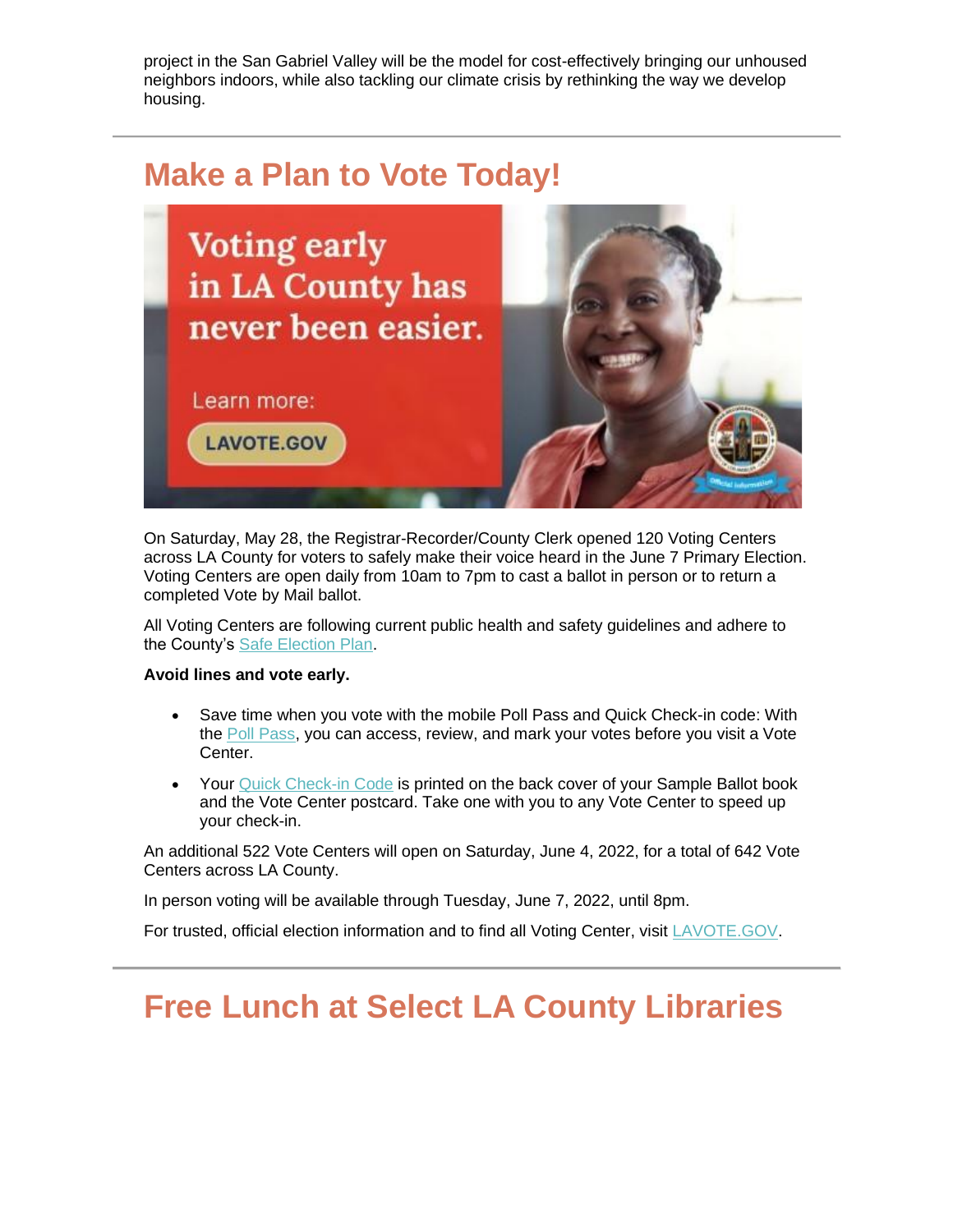project in the San Gabriel Valley will be the model for cost-effectively bringing our unhoused neighbors indoors, while also tackling our climate crisis by rethinking the way we develop housing.

## Make a Plan to Vote Today!

On Saturday, May 28, the Registrar-Recorder/County Clerk opened 120 Voting Centers across LA County for voters to safely make their voice heard in the June 7 Primary Election. Voting Centers are open daily from 10am to 7pm to cast a ballot in person or to return a completed Vote by Mail ballot.

All Voting Centers are following current public health and safety guidelines and adhere to the County's Safe Election Plan.

**Avoid lines and vote early.**

- Save time when you vote with the mobile Poll Pass and Quick Check-in code: With the Poll Pass, you can access, review, and mark your votes before you visit a Vote Center.
- Your Quick Check-in Code is printed on the back cover of your Sample Ballot book and the Vote Center postcard. Take one with you to any Vote Center to speed up your check-in.

An additional 522 Vote Centers will open on Saturday, June 4, 2022, for a total of 642 Vote Centers across LA County.

In person voting will be available through Tuesday, June 7, 2022, until 8pm.

For trusted, official election information and to find all Voting Center, visit LAVOTE.GOV.

## Free Lunch at Select LA County Libraries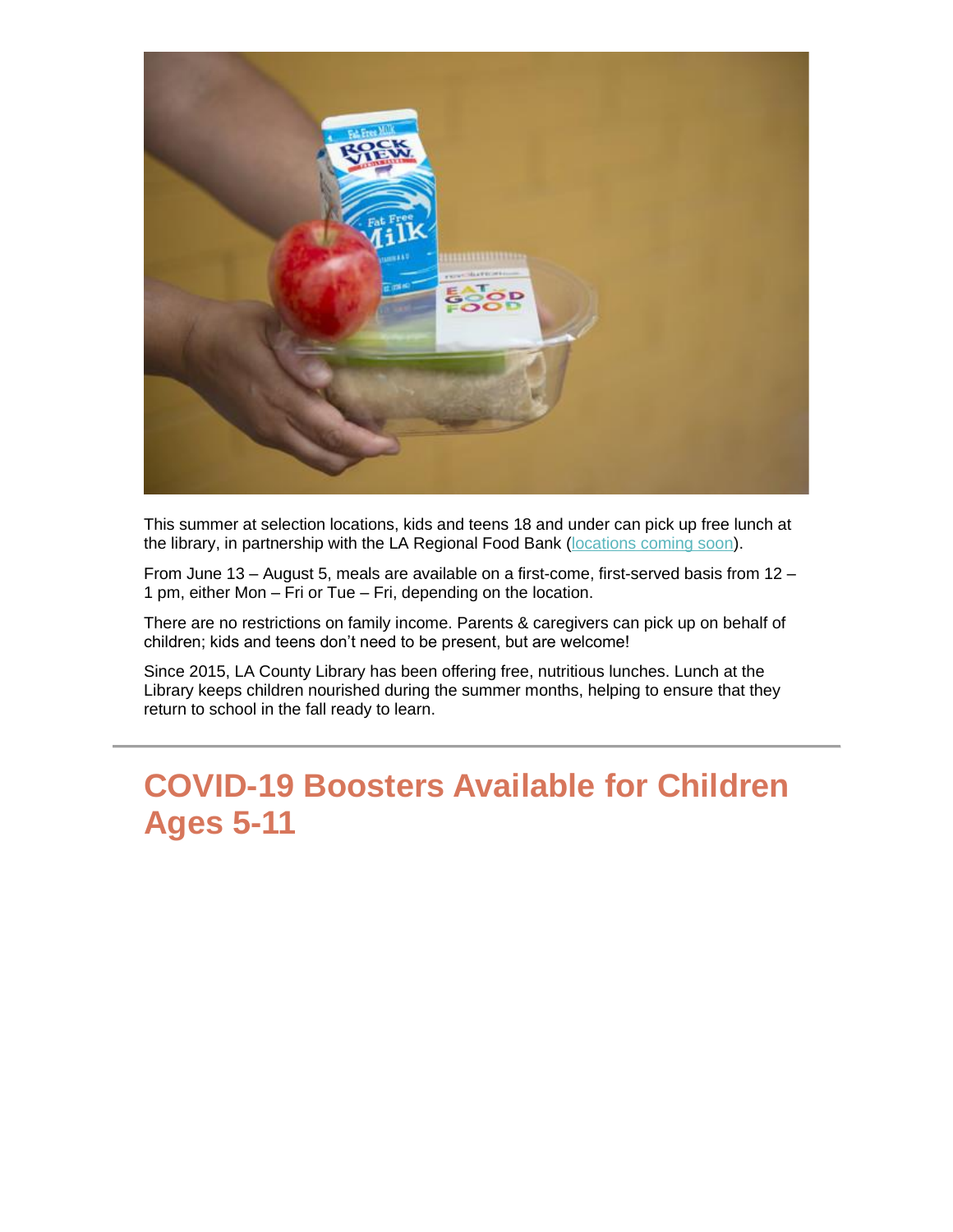This summer at selection locations, kids and teens 18 and under can pick up free lunch at the library, in partnership with the LA Regional Food Bank (locations coming soon).

From June 13 – August 5, meals are available on a first-come, first-served basis from 12 – 1 pm, either Mon – Fri or Tue – Fri, depending on the location.

There are no restrictions on family income. Parents & caregivers can pick up on behalf of children; kids and teens don't need to be present, but are welcome!

Since 2015, LA County Library has been offering free, nutritious lunches. Lunch at the Library keeps children nourished during the summer months, helping to ensure that they return to school in the fall ready to learn.

---

# COVID-19 Boosters Available for Children Ages 5-11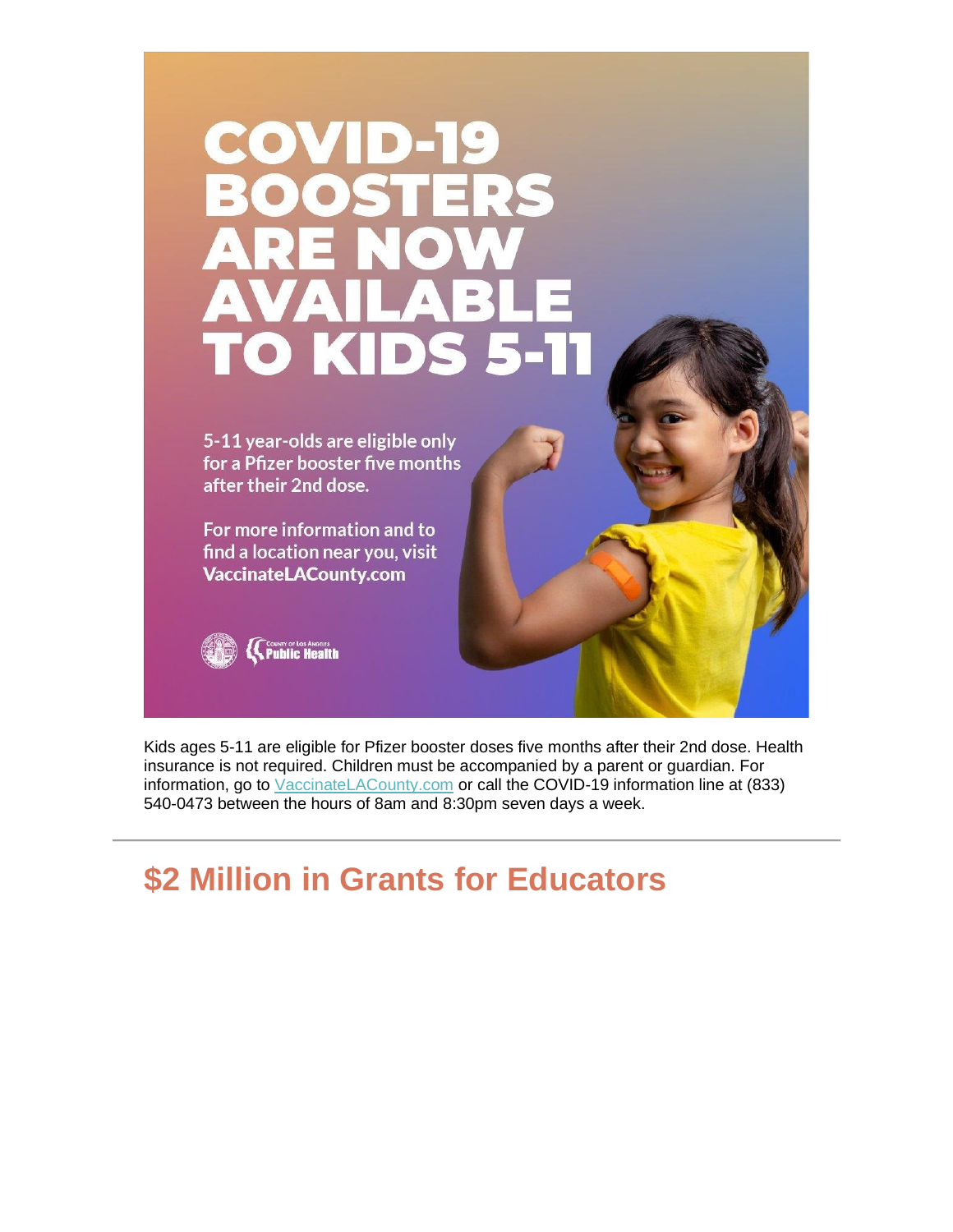# COVID-19 BOOSTERS ARE NOW AVAILABLE TO KIDS 5-11

5-11 year-olds are eligible only for a Pfizer booster five months after their 2nd dose.

For more information and to find a location near you, visit **VaccinateLACounty.com**

County of Los Angeles Public Health

Kids ages 5-11 are eligible for Pfizer booster doses five months after their 2nd dose. Health insurance is not required. Children must be accompanied by a parent or guardian. For information, go to [VaccinateLACounty.com](VaccinateLACounty.com) or call the COVID-19 information line at (833) 540-0473 between the hours of 8am and 8:30pm seven days a week.

---

## $2 Million in Grants for Educators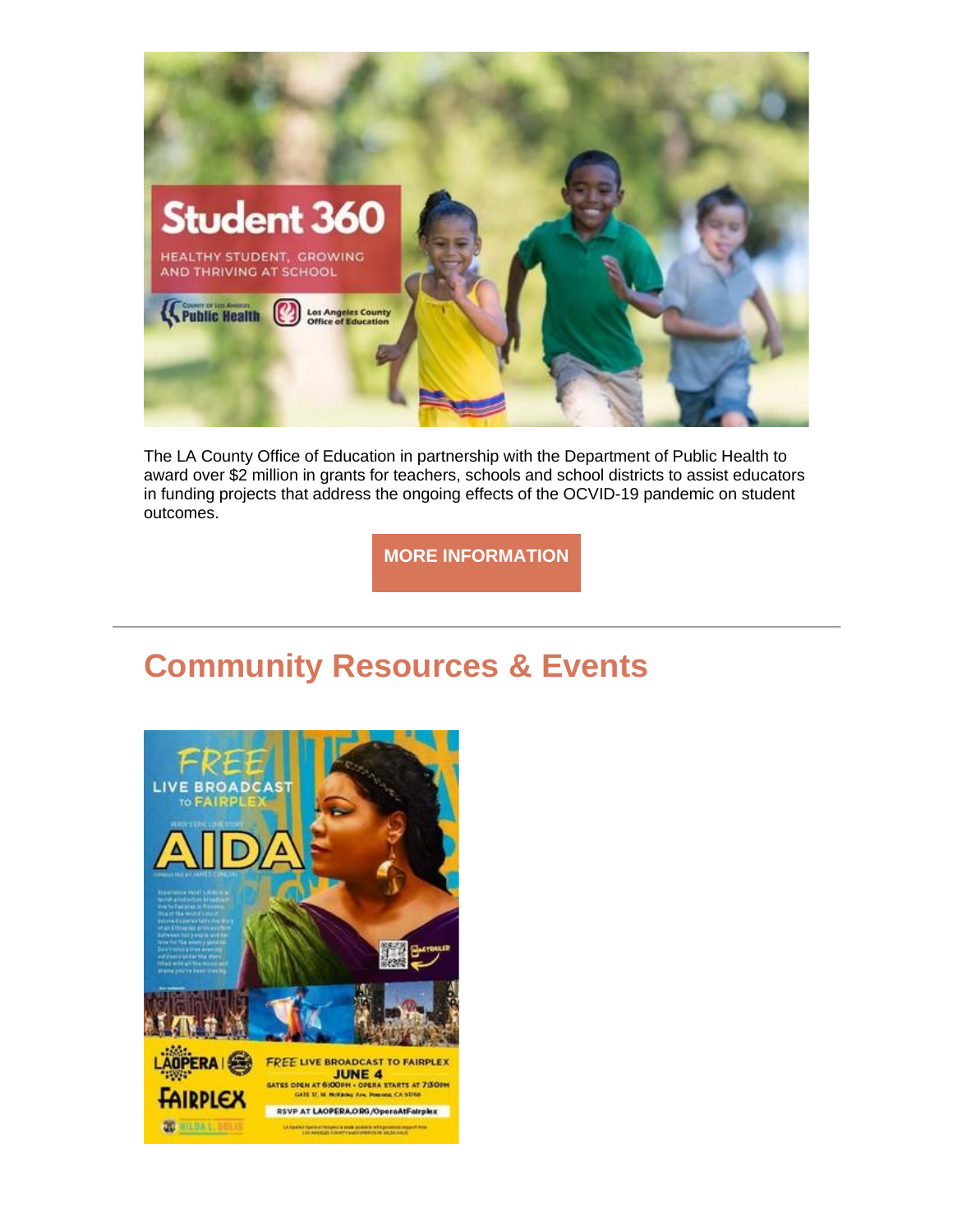The LA County Office of Education in partnership with the Department of Public Health to award over $2 million in grants for teachers, schools and school districts to assist educators in funding projects that address the ongoing effects of the OCVID-19 pandemic on student outcomes.

**MORE INFORMATION**

---

## Community Resources & Events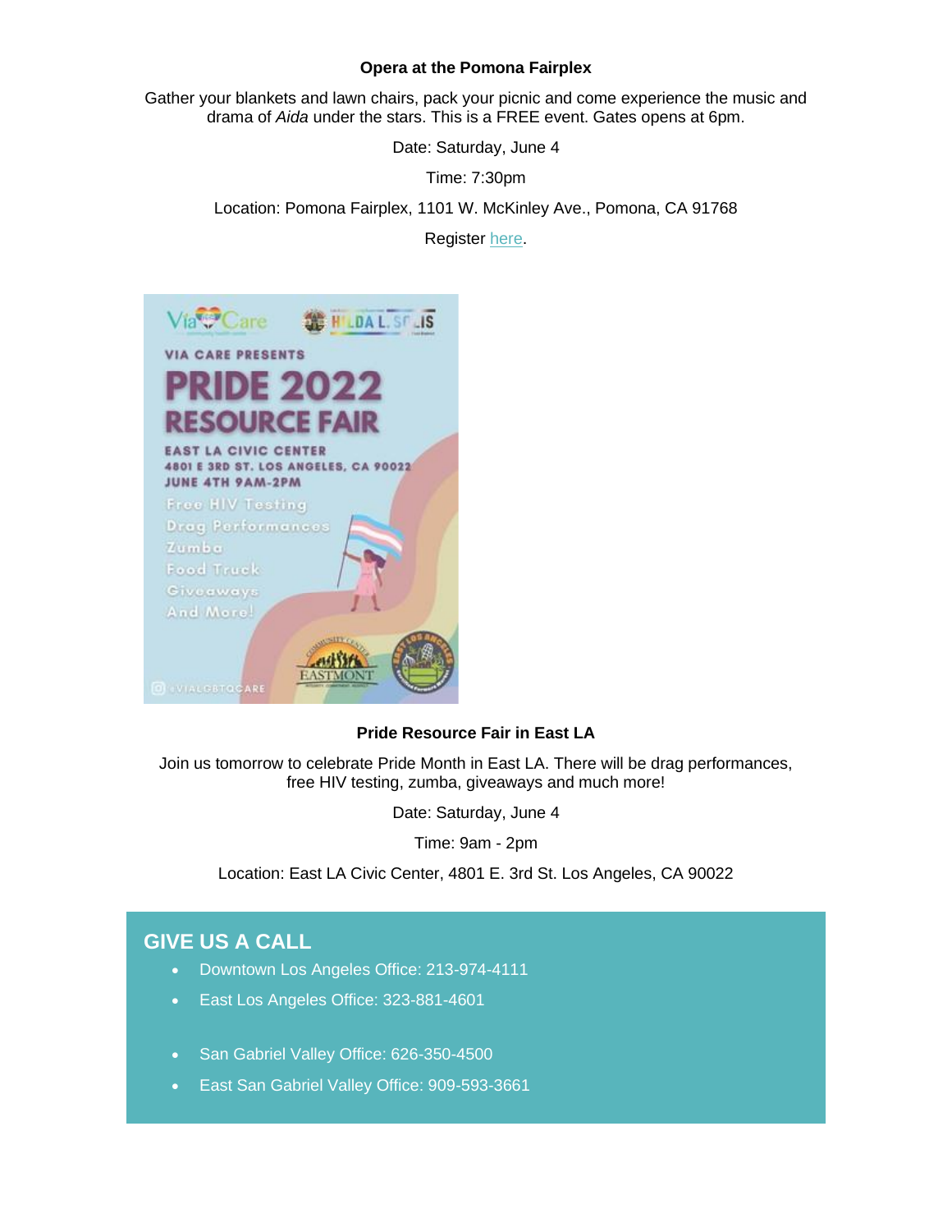**Opera at the Pomona Fairplex**

Gather your blankets and lawn chairs, pack your picnic and come experience the music and drama of *Aida* under the stars. This is a FREE event. Gates opens at 6pm.

Date: Saturday, June 4

Time: 7:30pm

Location: Pomona Fairplex, 1101 W. McKinley Ave., Pomona, CA 91768

Register here.

VIA CARE PRESENTS

PRIDE 2022 RESOURCE FAIR

EAST LA CIVIC CENTER
4801 E 3RD ST. LOS ANGELES, CA 90022
JUNE 4TH 9AM-2PM

Free HIV Testing
Drag Performances
Zumba
Food Truck
Giveaways
And More!

@VIALGBTQCARE

**Pride Resource Fair in East LA**

Join us tomorrow to celebrate Pride Month in East LA. There will be drag performances, free HIV testing, zumba, giveaways and much more!

Date: Saturday, June 4

Time: 9am - 2pm

Location: East LA Civic Center, 4801 E. 3rd St. Los Angeles, CA 90022

## GIVE US A CALL

- Downtown Los Angeles Office: 213-974-4111
- East Los Angeles Office: 323-881-4601
- San Gabriel Valley Office: 626-350-4500
- East San Gabriel Valley Office: 909-593-3661